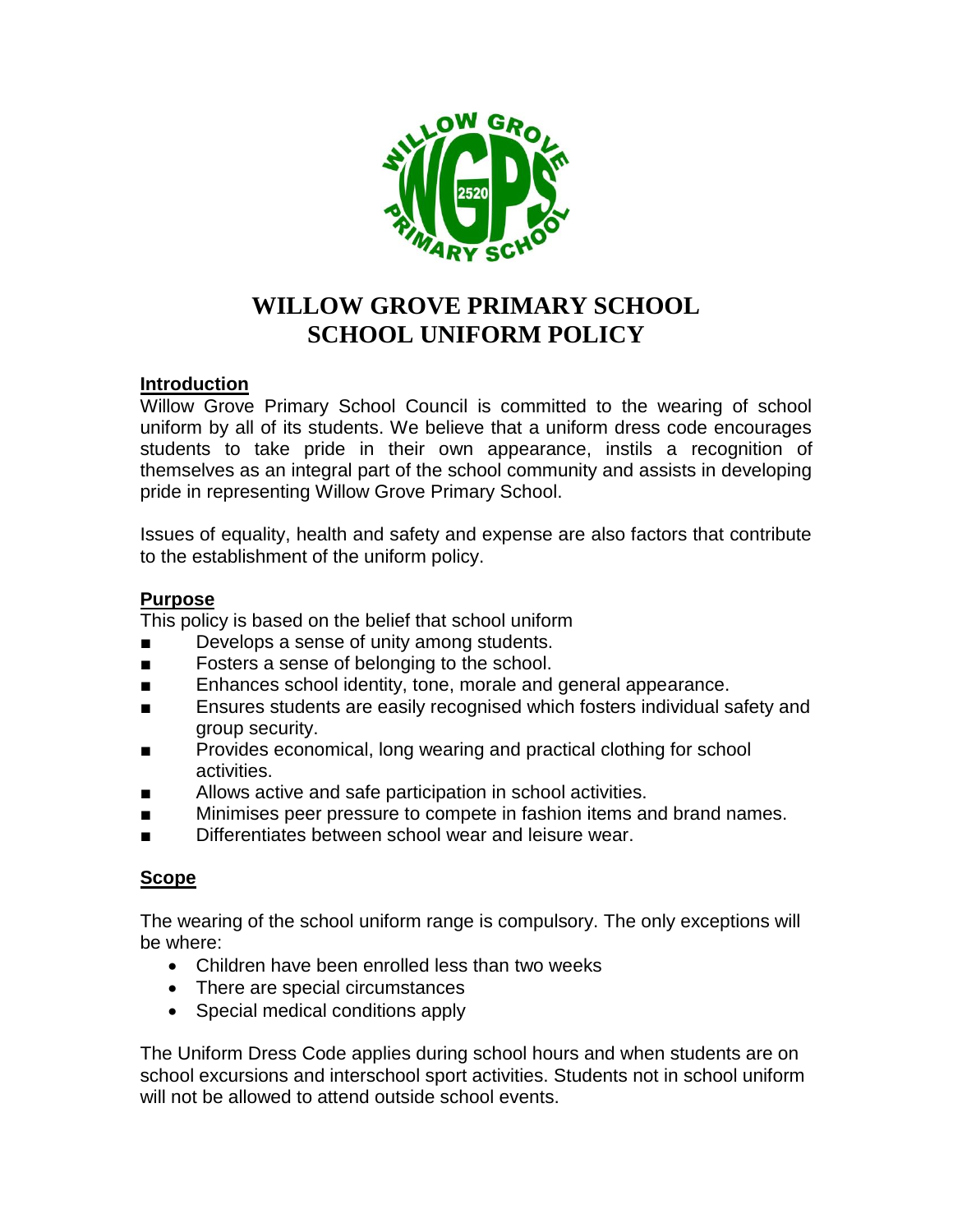# WILLOW GROVE PRIMARY SCHOOL
# SCHOOL UNIFORM POLICY

## Introduction

Willow Grove Primary School Council is committed to the wearing of school uniform by all of its students. We believe that a uniform dress code encourages students to take pride in their own appearance, instils a recognition of themselves as an integral part of the school community and assists in developing pride in representing Willow Grove Primary School.

Issues of equality, health and safety and expense are also factors that contribute to the establishment of the uniform policy.

## Purpose

This policy is based on the belief that school uniform

- Develops a sense of unity among students.
- Fosters a sense of belonging to the school.
- Enhances school identity, tone, morale and general appearance.
- Ensures students are easily recognised which fosters individual safety and group security.
- Provides economical, long wearing and practical clothing for school activities.
- Allows active and safe participation in school activities.
- Minimises peer pressure to compete in fashion items and brand names.
- Differentiates between school wear and leisure wear.

## Scope

The wearing of the school uniform range is compulsory. The only exceptions will be where:

- Children have been enrolled less than two weeks
- There are special circumstances
- Special medical conditions apply

The Uniform Dress Code applies during school hours and when students are on school excursions and interschool sport activities. Students not in school uniform will not be allowed to attend outside school events.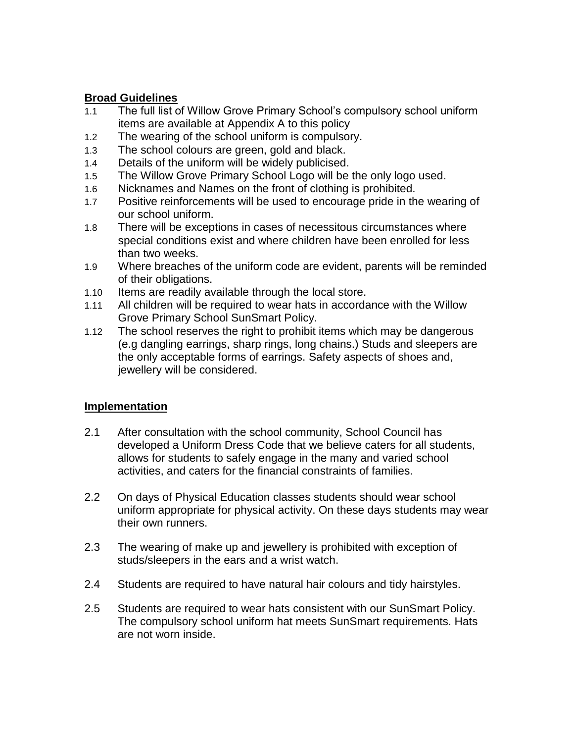## Broad Guidelines

1.1 The full list of Willow Grove Primary School's compulsory school uniform items are available at Appendix A to this policy

1.2 The wearing of the school uniform is compulsory.

1.3 The school colours are green, gold and black.

1.4 Details of the uniform will be widely publicised.

1.5 The Willow Grove Primary School Logo will be the only logo used.

1.6 Nicknames and Names on the front of clothing is prohibited.

1.7 Positive reinforcements will be used to encourage pride in the wearing of our school uniform.

1.8 There will be exceptions in cases of necessitous circumstances where special conditions exist and where children have been enrolled for less than two weeks.

1.9 Where breaches of the uniform code are evident, parents will be reminded of their obligations.

1.10 Items are readily available through the local store.

1.11 All children will be required to wear hats in accordance with the Willow Grove Primary School SunSmart Policy.

1.12 The school reserves the right to prohibit items which may be dangerous (e.g dangling earrings, sharp rings, long chains.) Studs and sleepers are the only acceptable forms of earrings. Safety aspects of shoes and, jewellery will be considered.

## Implementation

2.1 After consultation with the school community, School Council has developed a Uniform Dress Code that we believe caters for all students, allows for students to safely engage in the many and varied school activities, and caters for the financial constraints of families.

2.2 On days of Physical Education classes students should wear school uniform appropriate for physical activity. On these days students may wear their own runners.

2.3 The wearing of make up and jewellery is prohibited with exception of studs/sleepers in the ears and a wrist watch.

2.4 Students are required to have natural hair colours and tidy hairstyles.

2.5 Students are required to wear hats consistent with our SunSmart Policy. The compulsory school uniform hat meets SunSmart requirements. Hats are not worn inside.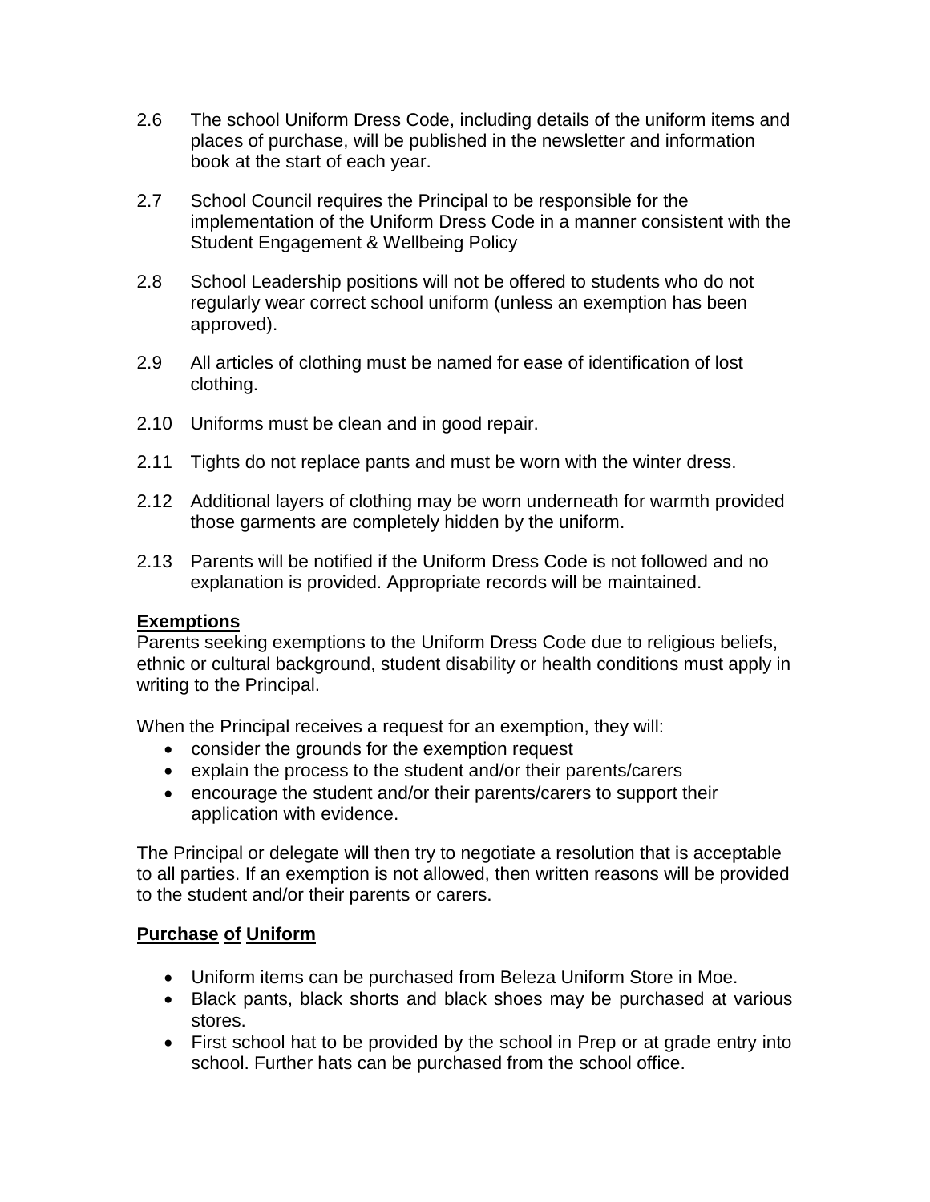2.6 The school Uniform Dress Code, including details of the uniform items and places of purchase, will be published in the newsletter and information book at the start of each year.

2.7 School Council requires the Principal to be responsible for the implementation of the Uniform Dress Code in a manner consistent with the Student Engagement & Wellbeing Policy

2.8 School Leadership positions will not be offered to students who do not regularly wear correct school uniform (unless an exemption has been approved).

2.9 All articles of clothing must be named for ease of identification of lost clothing.

2.10 Uniforms must be clean and in good repair.

2.11 Tights do not replace pants and must be worn with the winter dress.

2.12 Additional layers of clothing may be worn underneath for warmth provided those garments are completely hidden by the uniform.

2.13 Parents will be notified if the Uniform Dress Code is not followed and no explanation is provided. Appropriate records will be maintained.

**Exemptions**

Parents seeking exemptions to the Uniform Dress Code due to religious beliefs, ethnic or cultural background, student disability or health conditions must apply in writing to the Principal.

When the Principal receives a request for an exemption, they will:

- consider the grounds for the exemption request
- explain the process to the student and/or their parents/carers
- encourage the student and/or their parents/carers to support their application with evidence.

The Principal or delegate will then try to negotiate a resolution that is acceptable to all parties. If an exemption is not allowed, then written reasons will be provided to the student and/or their parents or carers.

**Purchase of Uniform**

- Uniform items can be purchased from Beleza Uniform Store in Moe.
- Black pants, black shorts and black shoes may be purchased at various stores.
- First school hat to be provided by the school in Prep or at grade entry into school. Further hats can be purchased from the school office.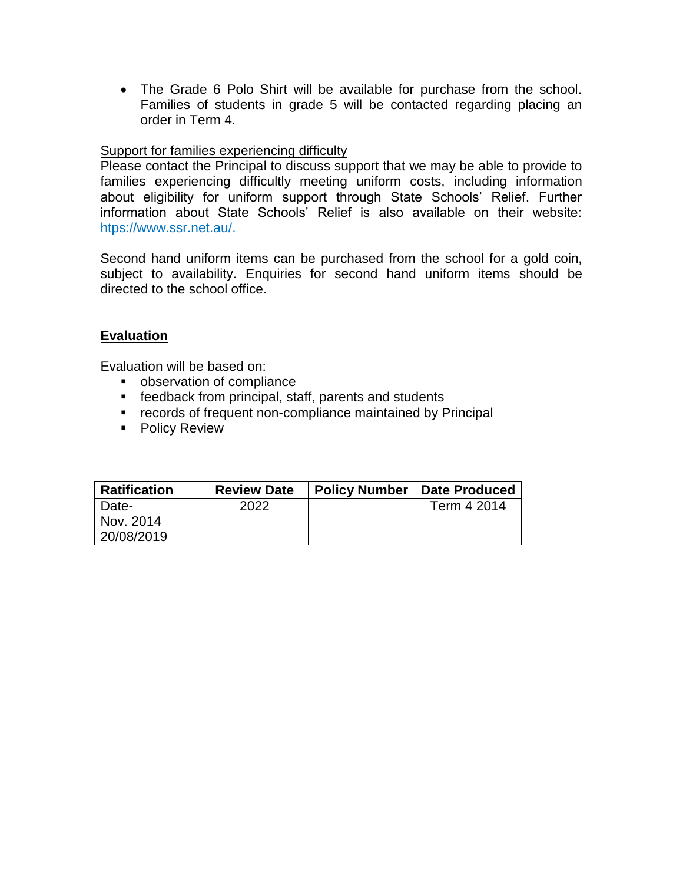- The Grade 6 Polo Shirt will be available for purchase from the school. Families of students in grade 5 will be contacted regarding placing an order in Term 4.

Support for families experiencing difficulty

Please contact the Principal to discuss support that we may be able to provide to families experiencing difficultly meeting uniform costs, including information about eligibility for uniform support through State Schools' Relief. Further information about State Schools' Relief is also available on their website: htps://www.ssr.net.au/.

Second hand uniform items can be purchased from the school for a gold coin, subject to availability. Enquiries for second hand uniform items should be directed to the school office.

## Evaluation

Evaluation will be based on:

- observation of compliance
- feedback from principal, staff, parents and students
- records of frequent non-compliance maintained by Principal
- Policy Review

| Ratification | Review Date | Policy Number | Date Produced |
|---|---|---|---|
| Date-<br>Nov. 2014<br>20/08/2019 | 2022 | | Term 4 2014 |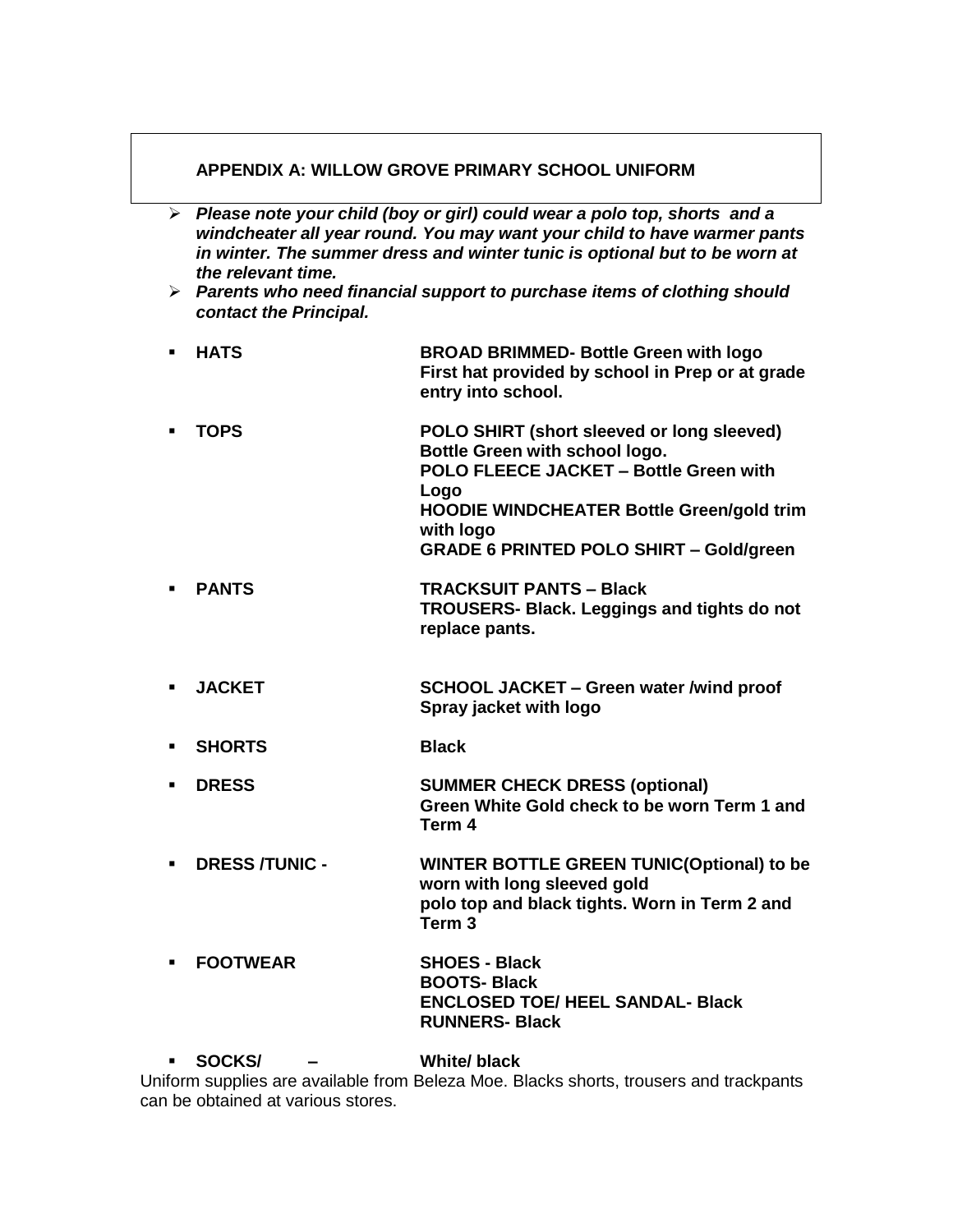## APPENDIX A: WILLOW GROVE PRIMARY SCHOOL UNIFORM

- ***Please note your child (boy or girl) could wear a polo top, shorts and a windcheater all year round. You may want your child to have warmer pants in winter. The summer dress and winter tunic is optional but to be worn at the relevant time.***
- ***Parents who need financial support to purchase items of clothing should contact the Principal.***

- **HATS** — **BROAD BRIMMED- Bottle Green with logo**
  **First hat provided by school in Prep or at grade entry into school.**
- **TOPS** — **POLO SHIRT (short sleeved or long sleeved) Bottle Green with school logo.**
  **POLO FLEECE JACKET – Bottle Green with Logo**
  **HOODIE WINDCHEATER Bottle Green/gold trim with logo**
  **GRADE 6 PRINTED POLO SHIRT – Gold/green**
- **PANTS** — **TRACKSUIT PANTS – Black**
  **TROUSERS- Black. Leggings and tights do not replace pants.**
- **JACKET** — **SCHOOL JACKET – Green water /wind proof Spray jacket with logo**
- **SHORTS** — **Black**
- **DRESS** — **SUMMER CHECK DRESS (optional)**
  **Green White Gold check to be worn Term 1 and Term 4**
- **DRESS /TUNIC -** — **WINTER BOTTLE GREEN TUNIC(Optional) to be worn with long sleeved gold polo top and black tights. Worn in Term 2 and Term 3**
- **FOOTWEAR** — **SHOES - Black**
  **BOOTS- Black**
  **ENCLOSED TOE/ HEEL SANDAL- Black**
  **RUNNERS- Black**
- **SOCKS/ –** — **White/ black**

Uniform supplies are available from Beleza Moe. Blacks shorts, trousers and trackpants can be obtained at various stores.